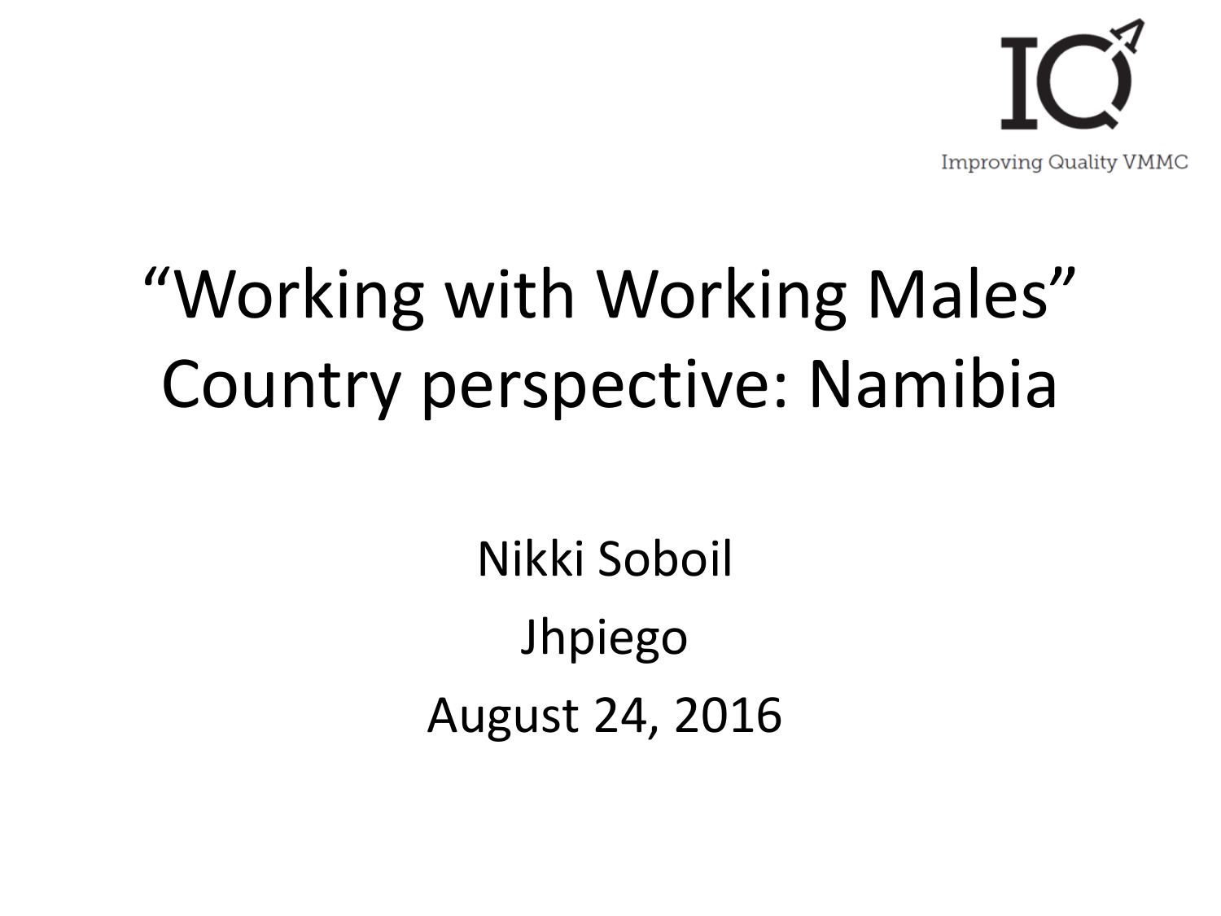Improving Quality VMMC

# "Working with Working Males" Country perspective: Namibia

Nikki Soboil

Jhpiego

August 24, 2016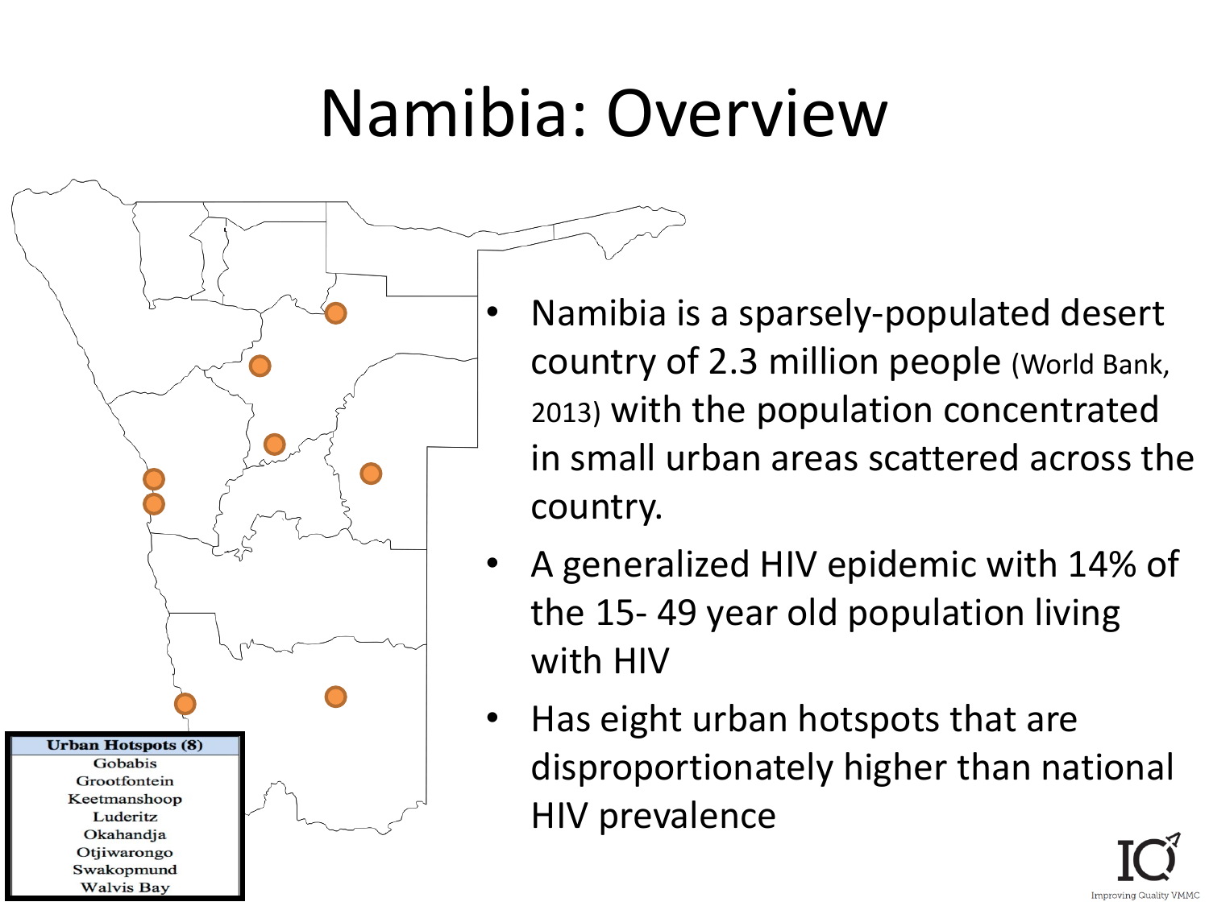# Namibia: Overview

| Urban Hotspots (8) |
| --- |
| Gobabis |
| Grootfontein |
| Keetmanshoop |
| Luderitz |
| Okahandja |
| Otjiwarongo |
| Swakopmund |
| Walvis Bay |

- Namibia is a sparsely-populated desert country of 2.3 million people (World Bank, 2013) with the population concentrated in small urban areas scattered across the country.
- A generalized HIV epidemic with 14% of the 15- 49 year old population living with HIV
- Has eight urban hotspots that are disproportionately higher than national HIV prevalence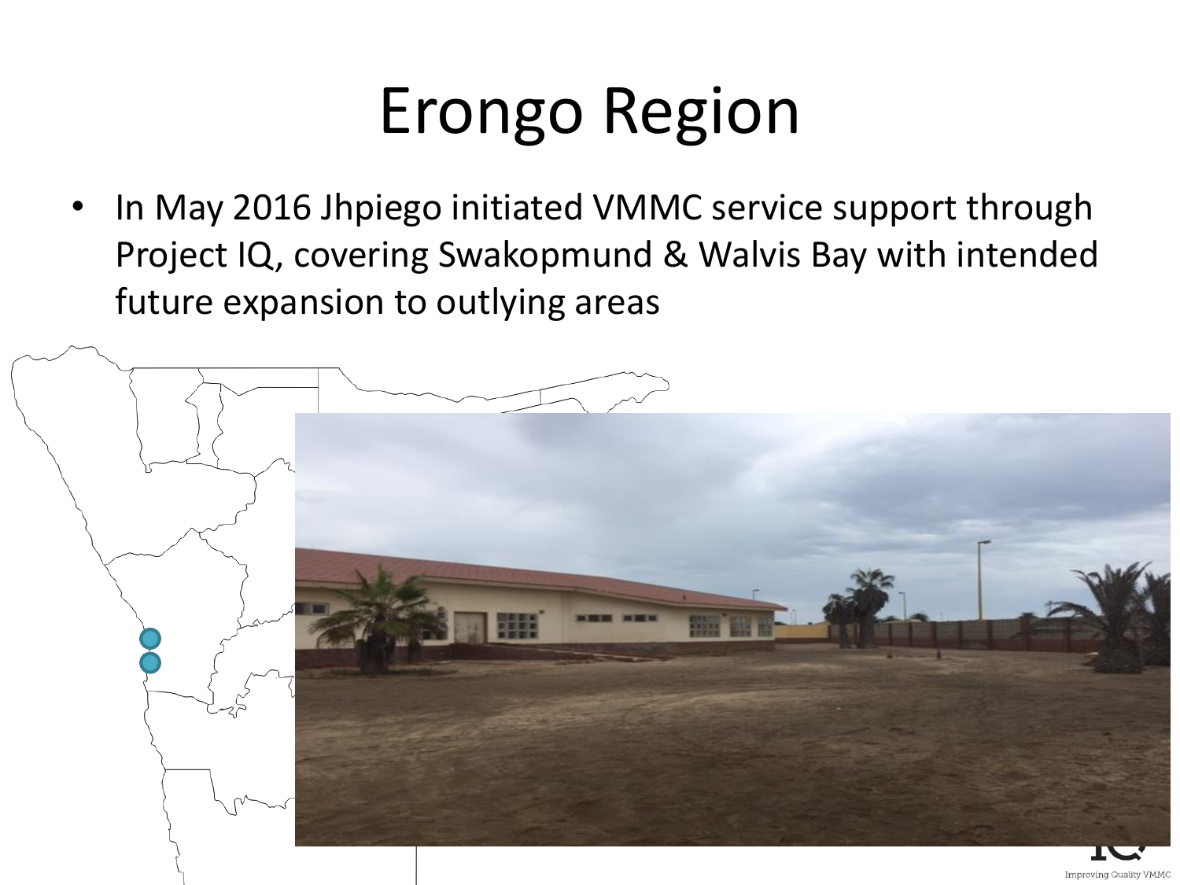# Erongo Region

- In May 2016 Jhpiego initiated VMMC service support through Project IQ, covering Swakopmund & Walvis Bay with intended future expansion to outlying areas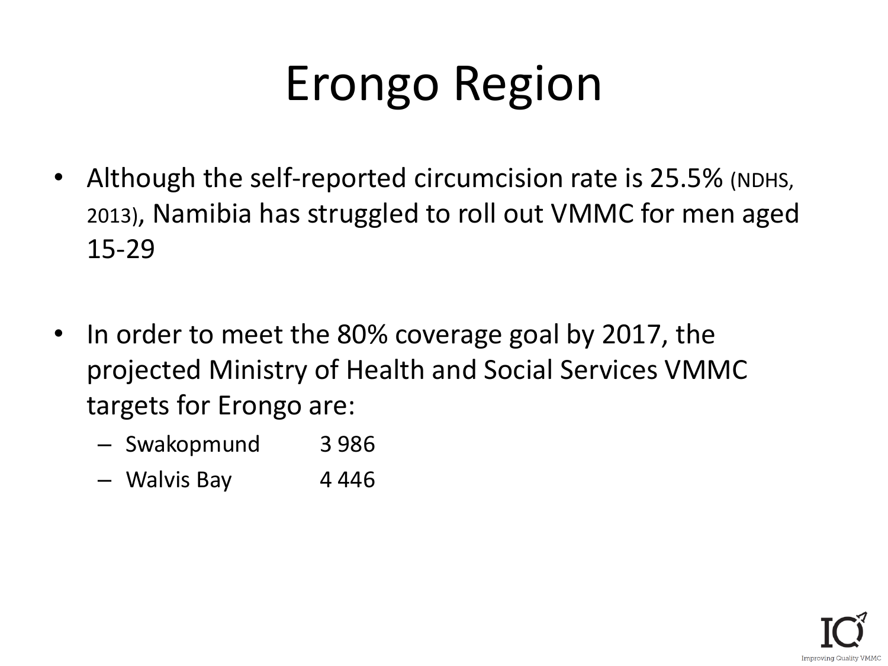# Erongo Region

- Although the self-reported circumcision rate is 25.5% (NDHS, 2013), Namibia has struggled to roll out VMMC for men aged 15-29

- In order to meet the 80% coverage goal by 2017, the projected Ministry of Health and Social Services VMMC targets for Erongo are:
  - Swakopmund 3 986
  - Walvis Bay 4 446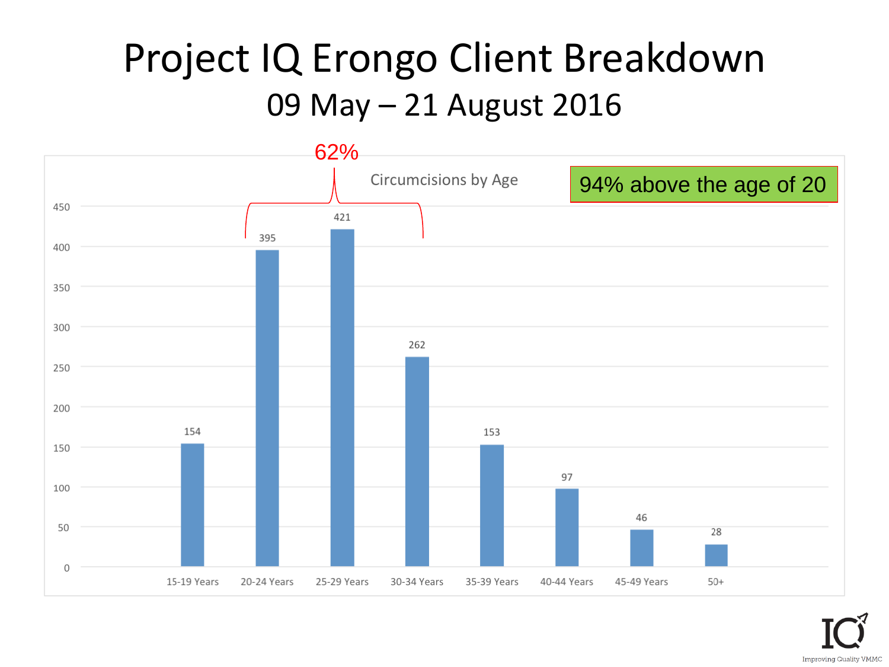# Project IQ Erongo Client Breakdown

## 09 May – 21 August 2016

Circumcisions by Age

| Age Group | Circumcisions |
| --- | --- |
| 15-19 Years | 154 |
| 20-24 Years | 395 |
| 25-29 Years | 421 |
| 30-34 Years | 262 |
| 35-39 Years | 153 |
| 40-44 Years | 97 |
| 45-49 Years | 46 |
| 50+ | 28 |

62% (20-24 Years, 25-29 Years, 30-34 Years)

94% above the age of 20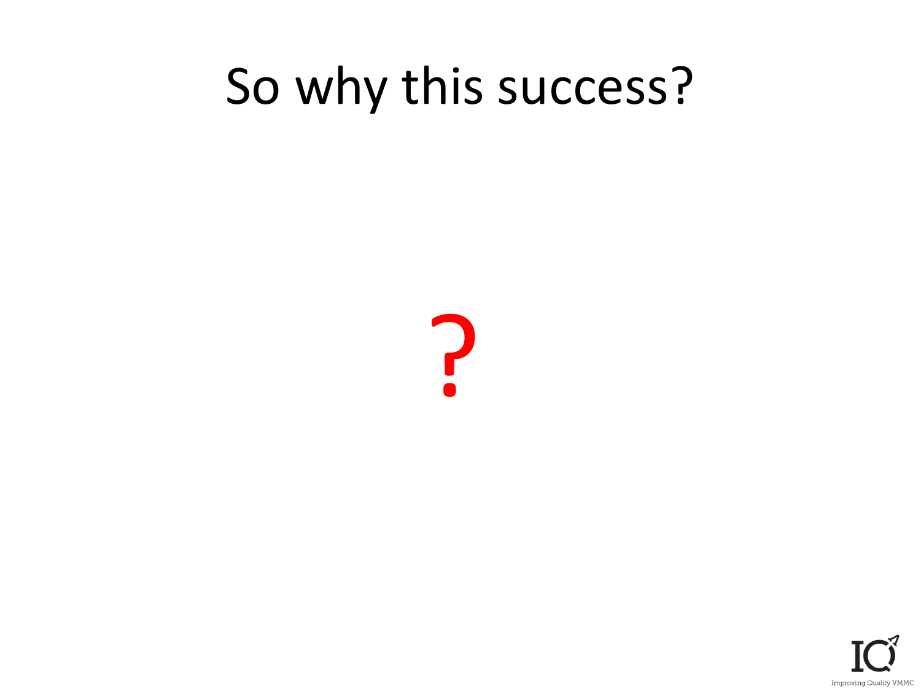# So why this success?

?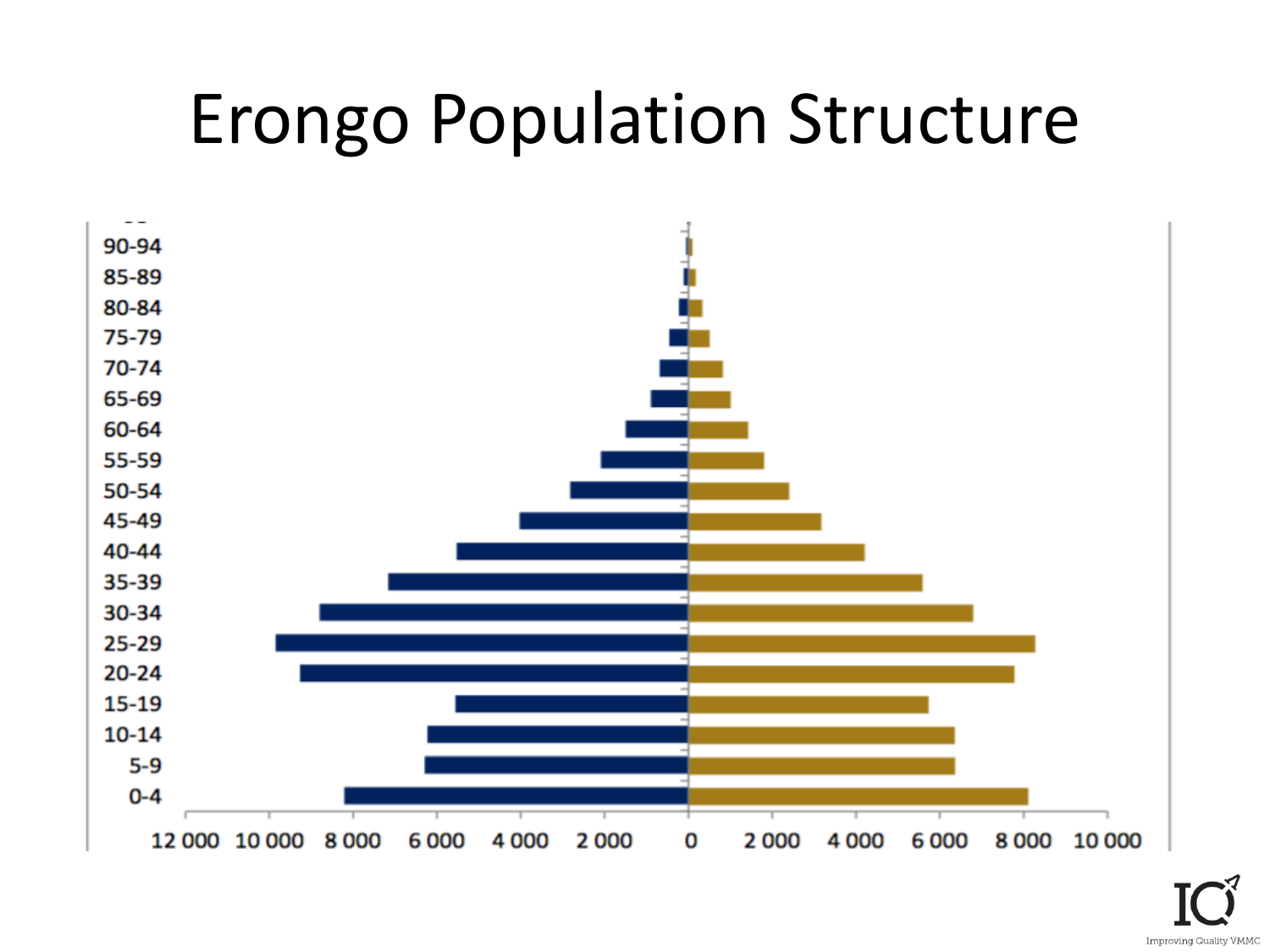# Erongo Population Structure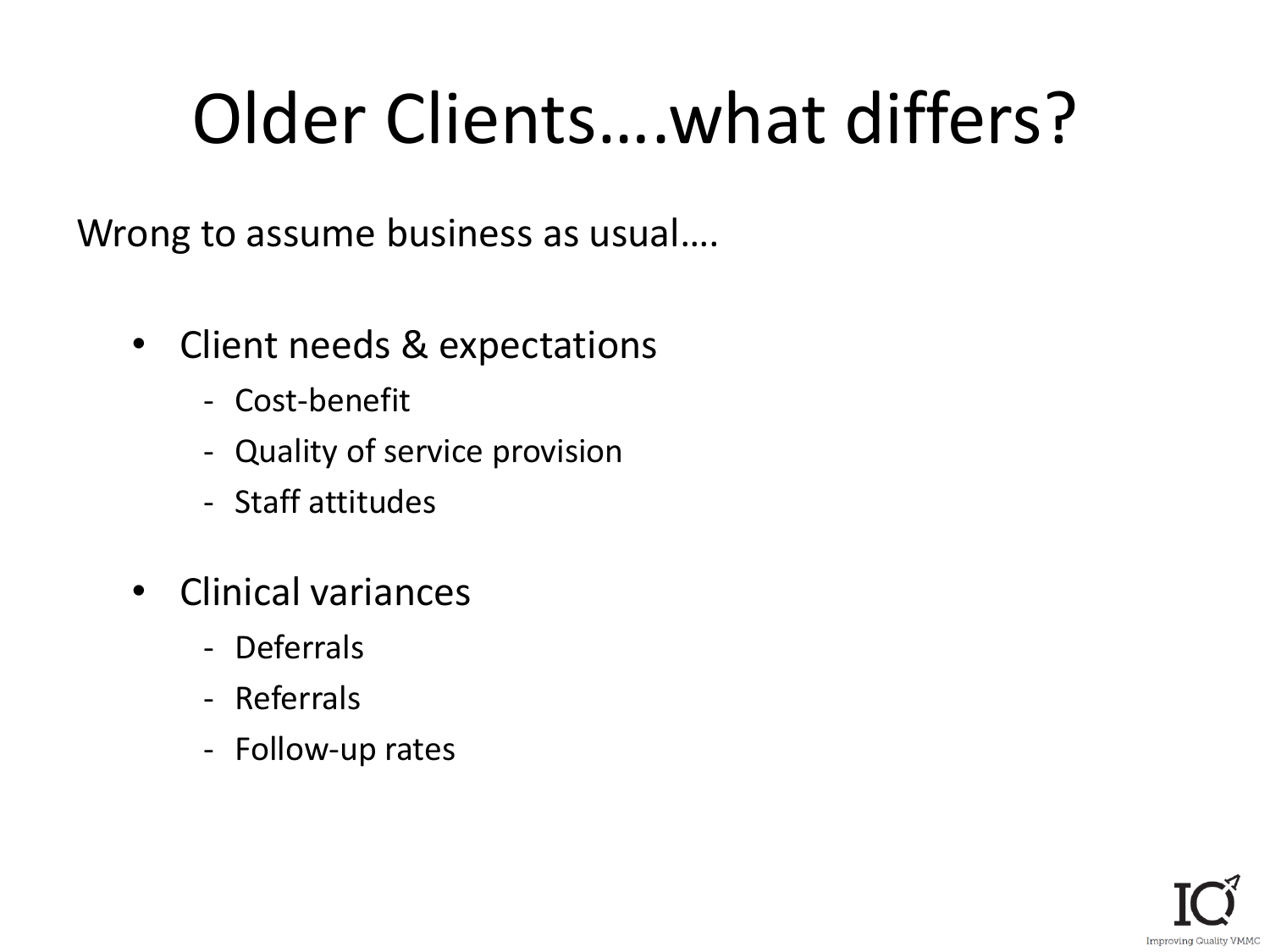# Older Clients….what differs?

Wrong to assume business as usual….

- Client needs & expectations
  - Cost-benefit
  - Quality of service provision
  - Staff attitudes
- Clinical variances
  - Deferrals
  - Referrals
  - Follow-up rates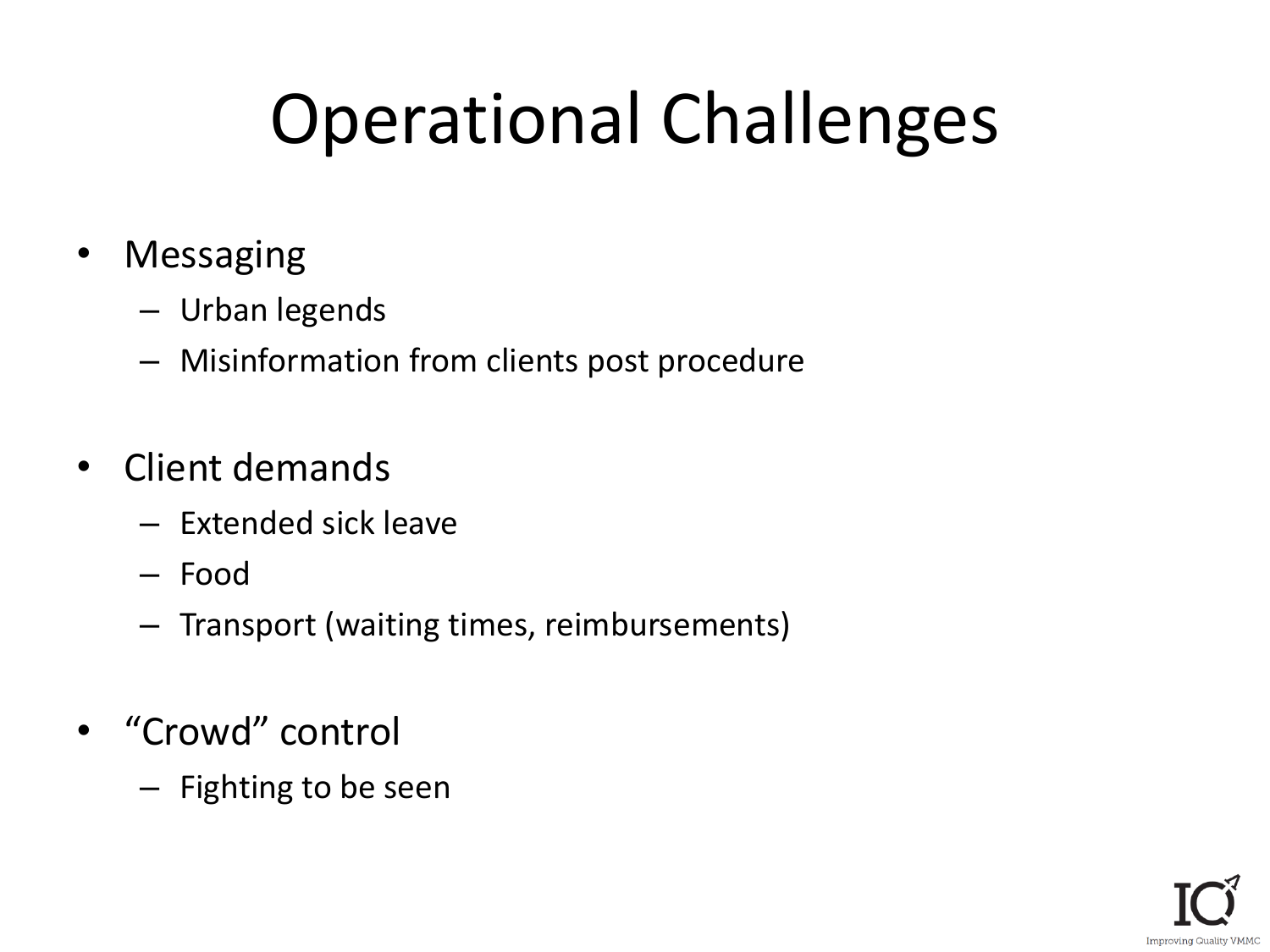# Operational Challenges

- Messaging
  - Urban legends
  - Misinformation from clients post procedure
- Client demands
  - Extended sick leave
  - Food
  - Transport (waiting times, reimbursements)
- "Crowd" control
  - Fighting to be seen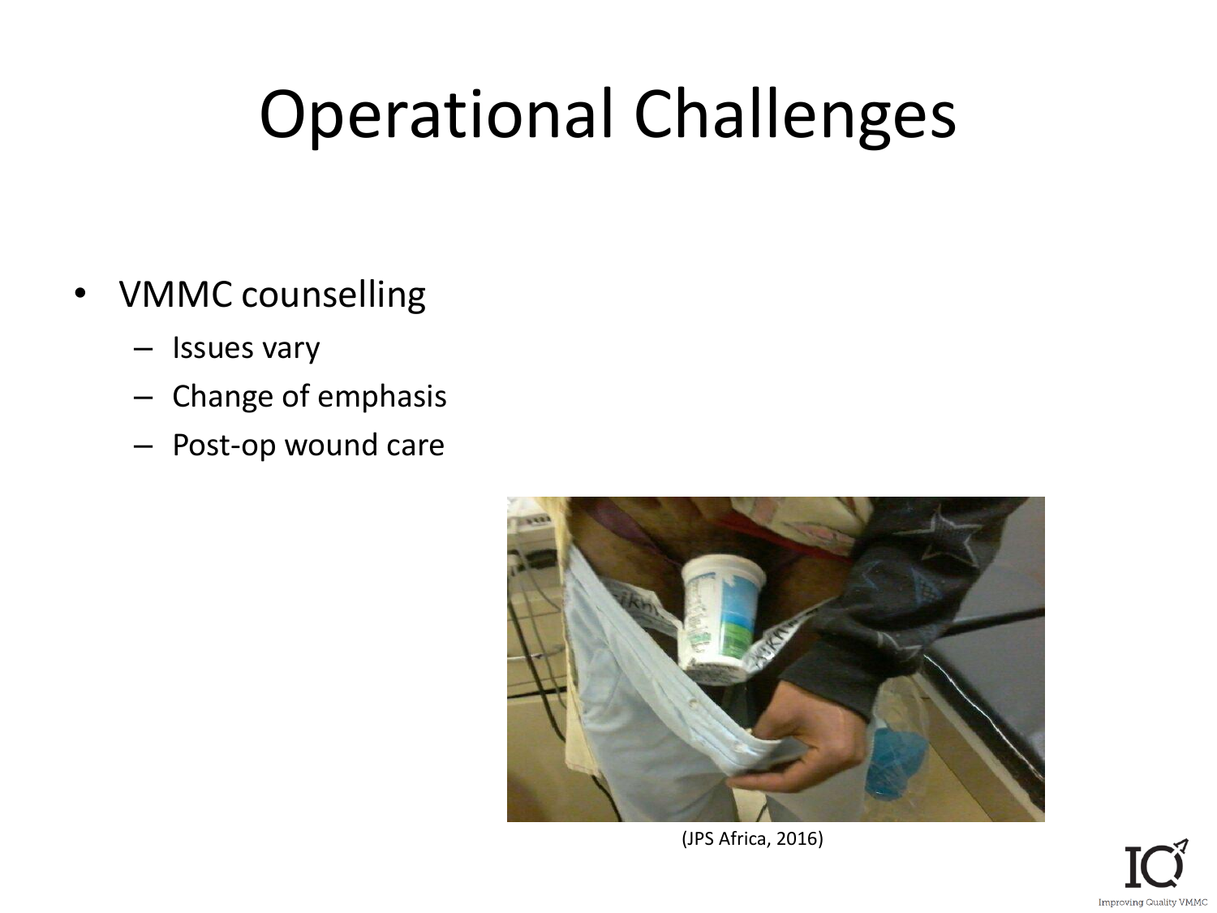# Operational Challenges

- VMMC counselling
  - Issues vary
  - Change of emphasis
  - Post-op wound care

(JPS Africa, 2016)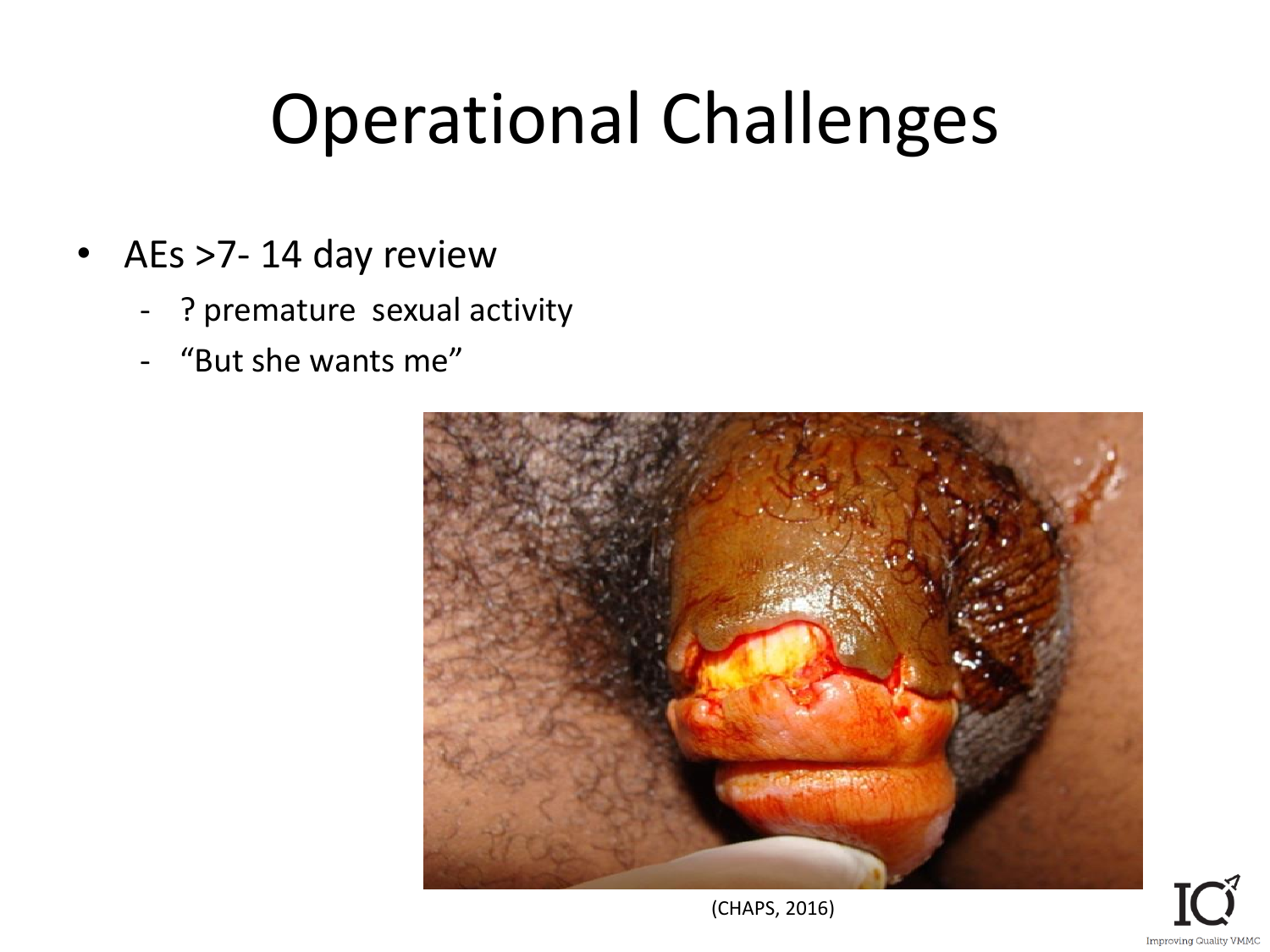# Operational Challenges

- AEs >7- 14 day review
  - ? premature sexual activity
  - “But she wants me”

(CHAPS, 2016)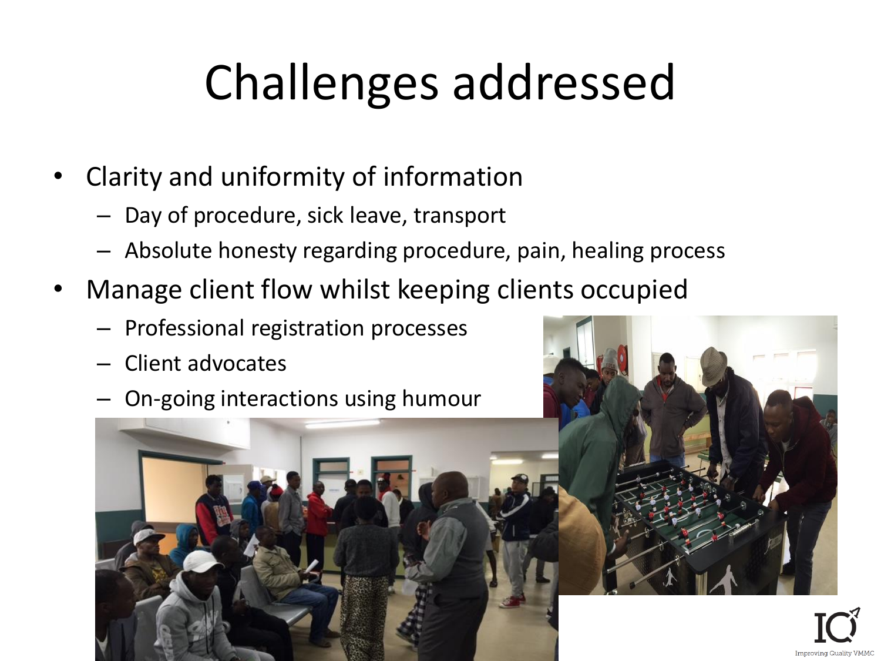# Challenges addressed

- Clarity and uniformity of information
  - Day of procedure, sick leave, transport
  - Absolute honesty regarding procedure, pain, healing process
- Manage client flow whilst keeping clients occupied
  - Professional registration processes
  - Client advocates
  - On-going interactions using humour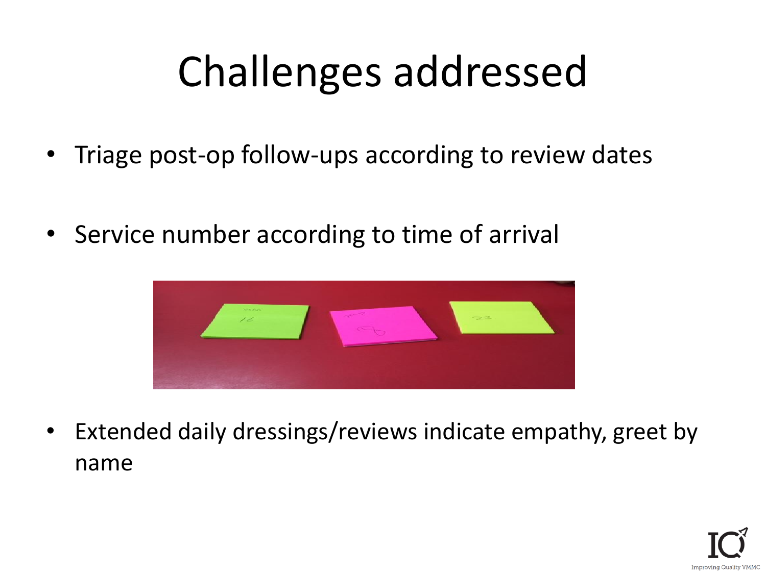# Challenges addressed

- Triage post-op follow-ups according to review dates
- Service number according to time of arrival
- Extended daily dressings/reviews indicate empathy, greet by name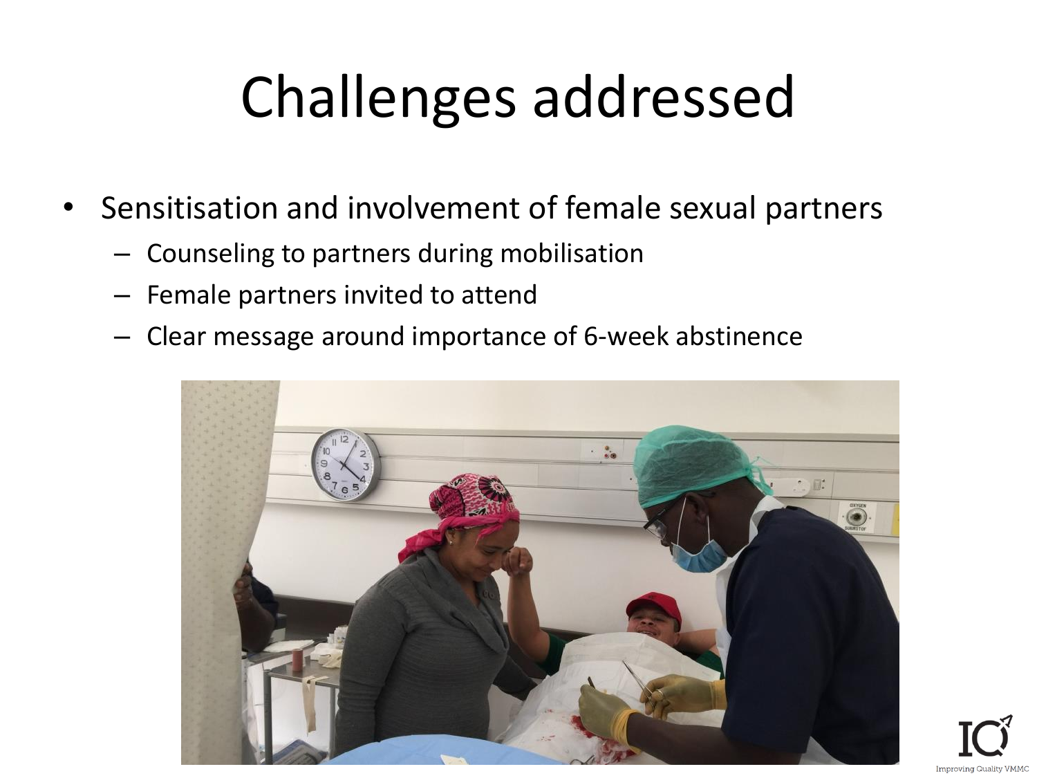# Challenges addressed

- Sensitisation and involvement of female sexual partners
  - Counseling to partners during mobilisation
  - Female partners invited to attend
  - Clear message around importance of 6-week abstinence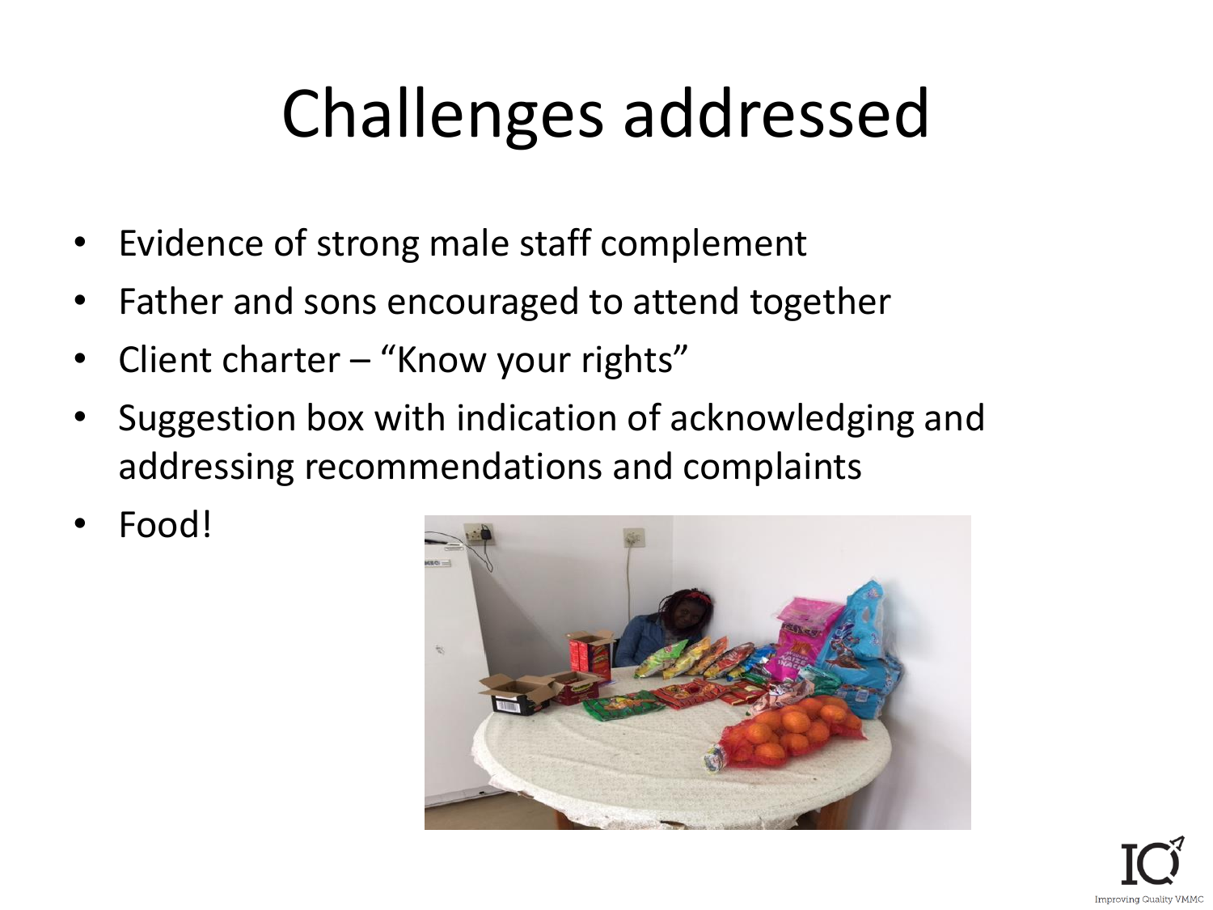# Challenges addressed

- Evidence of strong male staff complement
- Father and sons encouraged to attend together
- Client charter – "Know your rights"
- Suggestion box with indication of acknowledging and addressing recommendations and complaints
- Food!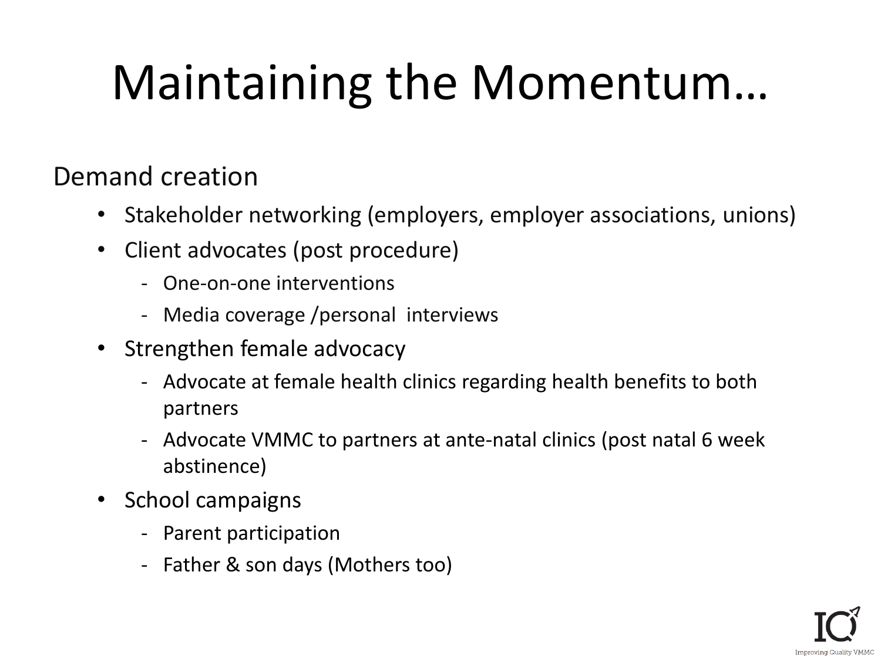# Maintaining the Momentum…

Demand creation

- Stakeholder networking (employers, employer associations, unions)
- Client advocates (post procedure)
  - One-on-one interventions
  - Media coverage /personal interviews
- Strengthen female advocacy
  - Advocate at female health clinics regarding health benefits to both partners
  - Advocate VMMC to partners at ante-natal clinics (post natal 6 week abstinence)
- School campaigns
  - Parent participation
  - Father & son days (Mothers too)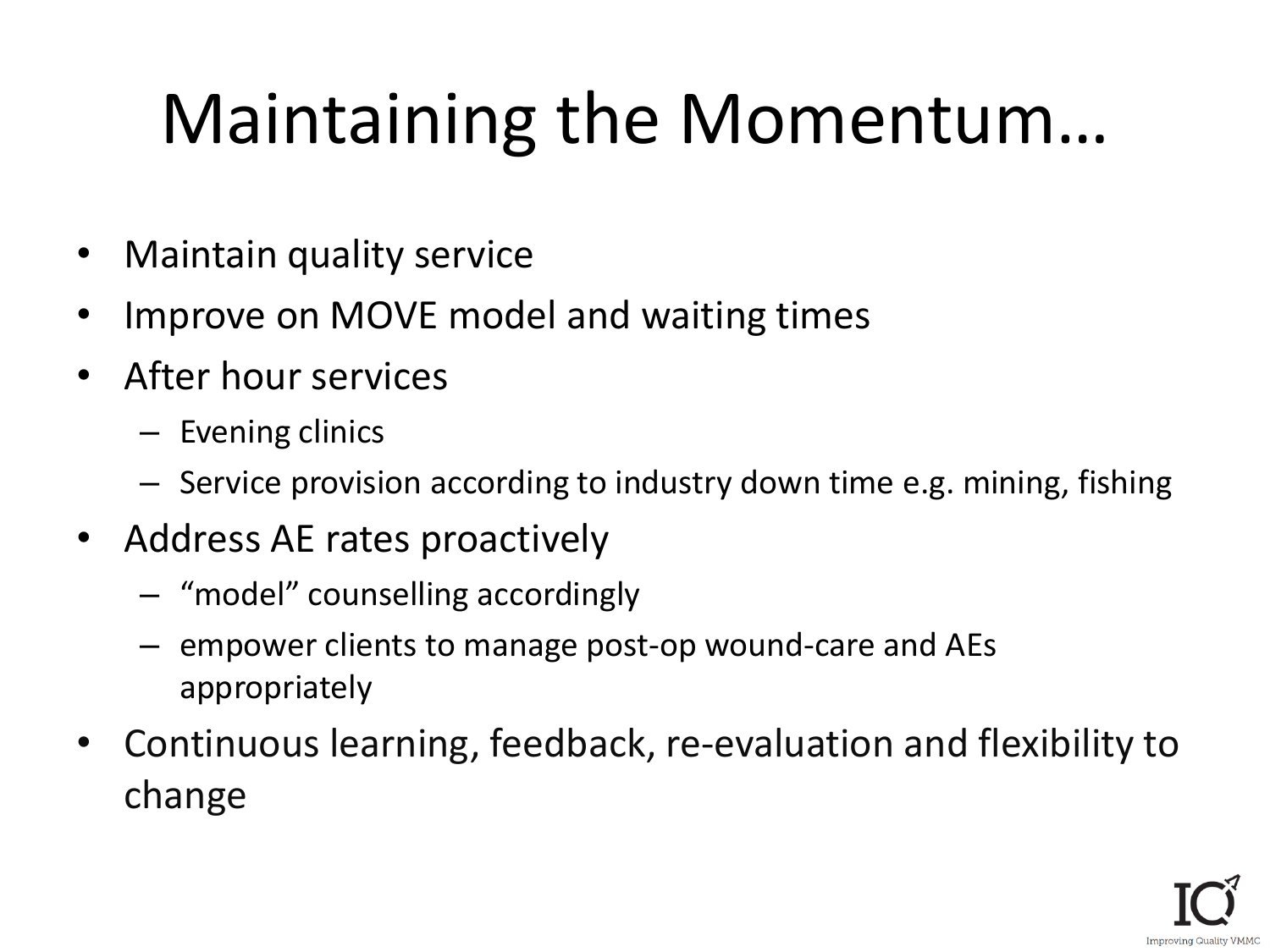# Maintaining the Momentum…

- Maintain quality service
- Improve on MOVE model and waiting times
- After hour services
  - Evening clinics
  - Service provision according to industry down time e.g. mining, fishing
- Address AE rates proactively
  - “model” counselling accordingly
  - empower clients to manage post-op wound-care and AEs appropriately
- Continuous learning, feedback, re-evaluation and flexibility to change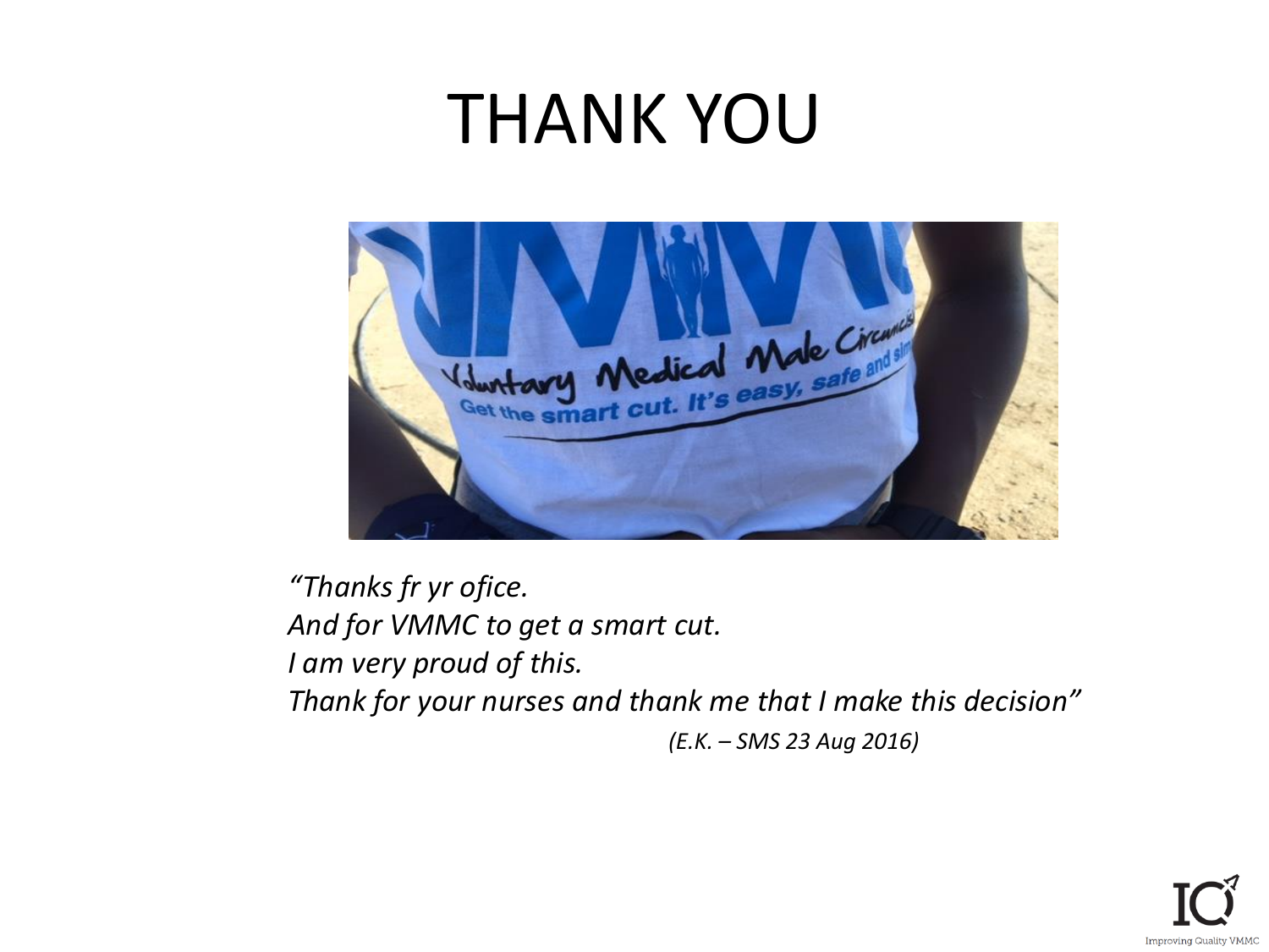# THANK YOU

*"Thanks fr yr ofice.*
*And for VMMC to get a smart cut.*
*I am very proud of this.*
*Thank for your nurses and thank me that I make this decision"*

*(E.K. – SMS 23 Aug 2016)*